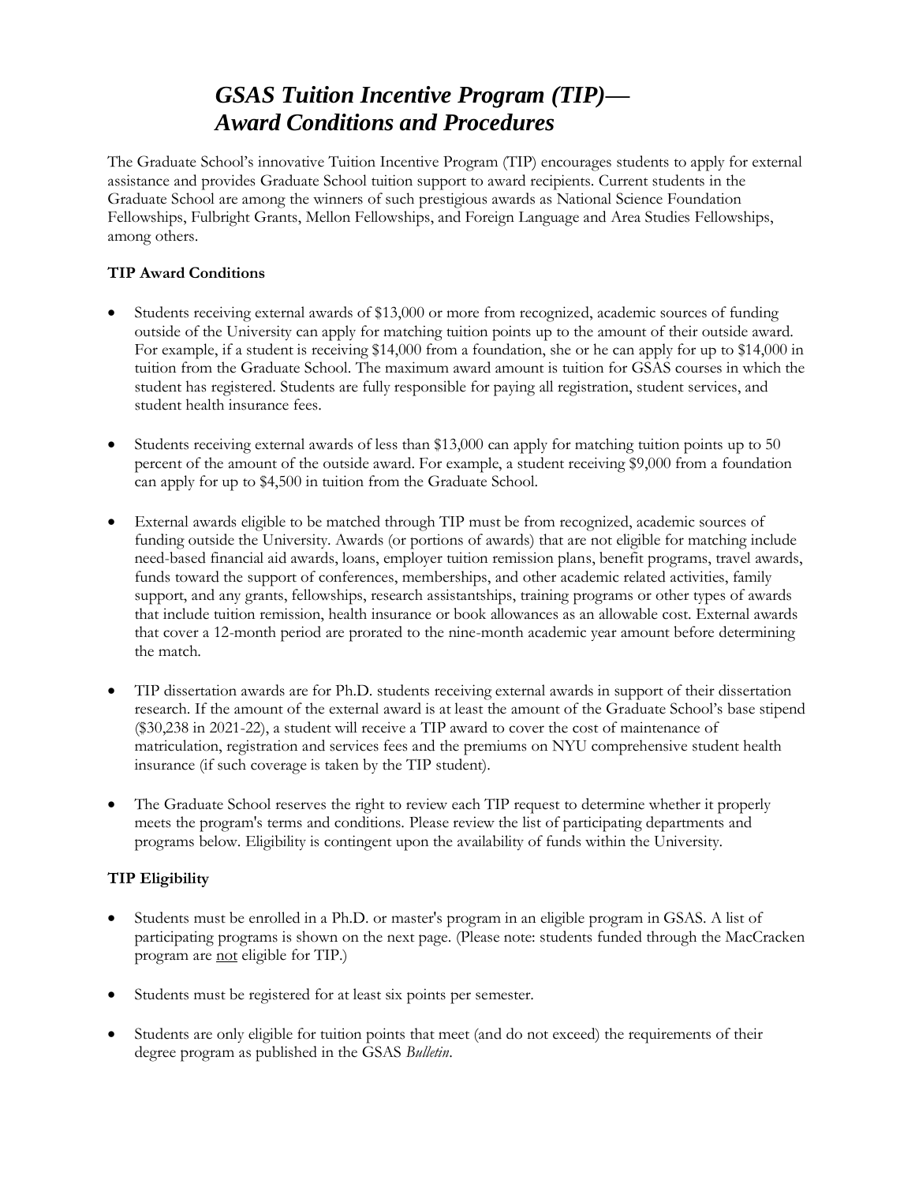# *GSAS Tuition Incentive Program (TIP)—*
# *Award Conditions and Procedures*

The Graduate School's innovative Tuition Incentive Program (TIP) encourages students to apply for external assistance and provides Graduate School tuition support to award recipients. Current students in the Graduate School are among the winners of such prestigious awards as National Science Foundation Fellowships, Fulbright Grants, Mellon Fellowships, and Foreign Language and Area Studies Fellowships, among others.

**TIP Award Conditions**

- Students receiving external awards of $13,000 or more from recognized, academic sources of funding outside of the University can apply for matching tuition points up to the amount of their outside award. For example, if a student is receiving $14,000 from a foundation, she or he can apply for up to $14,000 in tuition from the Graduate School. The maximum award amount is tuition for GSAS courses in which the student has registered. Students are fully responsible for paying all registration, student services, and student health insurance fees.

- Students receiving external awards of less than $13,000 can apply for matching tuition points up to 50 percent of the amount of the outside award. For example, a student receiving $9,000 from a foundation can apply for up to $4,500 in tuition from the Graduate School.

- External awards eligible to be matched through TIP must be from recognized, academic sources of funding outside the University. Awards (or portions of awards) that are not eligible for matching include need-based financial aid awards, loans, employer tuition remission plans, benefit programs, travel awards, funds toward the support of conferences, memberships, and other academic related activities, family support, and any grants, fellowships, research assistantships, training programs or other types of awards that include tuition remission, health insurance or book allowances as an allowable cost. External awards that cover a 12-month period are prorated to the nine-month academic year amount before determining the match.

- TIP dissertation awards are for Ph.D. students receiving external awards in support of their dissertation research. If the amount of the external award is at least the amount of the Graduate School's base stipend ($30,238 in 2021-22), a student will receive a TIP award to cover the cost of maintenance of matriculation, registration and services fees and the premiums on NYU comprehensive student health insurance (if such coverage is taken by the TIP student).

- The Graduate School reserves the right to review each TIP request to determine whether it properly meets the program's terms and conditions. Please review the list of participating departments and programs below. Eligibility is contingent upon the availability of funds within the University.

**TIP Eligibility**

- Students must be enrolled in a Ph.D. or master's program in an eligible program in GSAS. A list of participating programs is shown on the next page. (Please note: students funded through the MacCracken program are <u>not</u> eligible for TIP.)

- Students must be registered for at least six points per semester.

- Students are only eligible for tuition points that meet (and do not exceed) the requirements of their degree program as published in the GSAS *Bulletin*.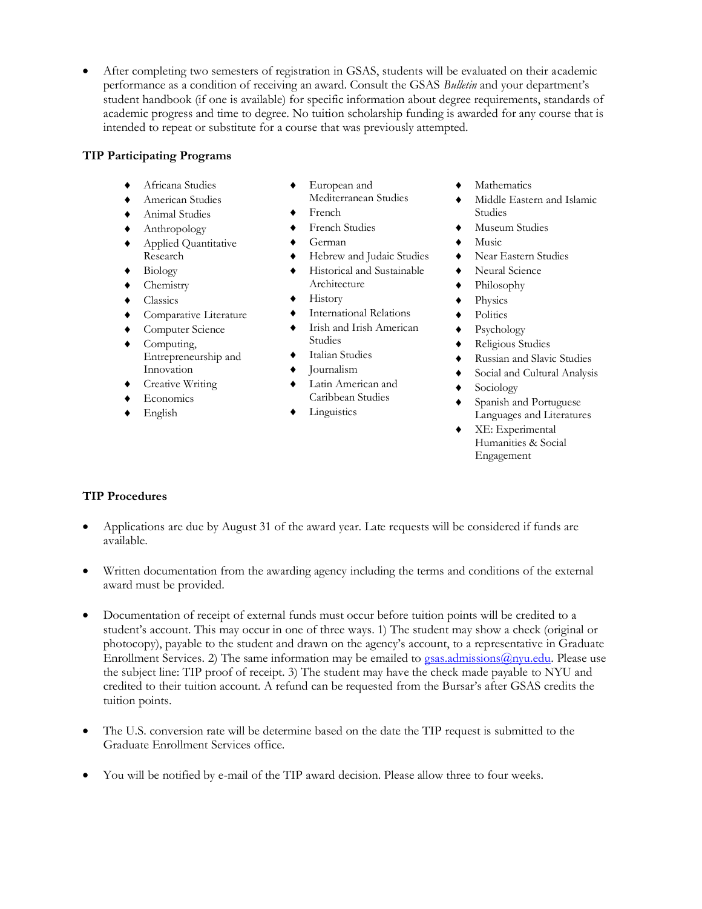- After completing two semesters of registration in GSAS, students will be evaluated on their academic performance as a condition of receiving an award. Consult the GSAS *Bulletin* and your department's student handbook (if one is available) for specific information about degree requirements, standards of academic progress and time to degree. No tuition scholarship funding is awarded for any course that is intended to repeat or substitute for a course that was previously attempted.

**TIP Participating Programs**

- Africana Studies
- American Studies
- Animal Studies
- Anthropology
- Applied Quantitative Research
- Biology
- Chemistry
- Classics
- Comparative Literature
- Computer Science
- Computing, Entrepreneurship and Innovation
- Creative Writing
- Economics
- English
- European and Mediterranean Studies
- French
- French Studies
- German
- Hebrew and Judaic Studies
- Historical and Sustainable Architecture
- History
- International Relations
- Irish and Irish American Studies
- Italian Studies
- Journalism
- Latin American and Caribbean Studies
- Linguistics
- Mathematics
- Middle Eastern and Islamic Studies
- Museum Studies
- Music
- Near Eastern Studies
- Neural Science
- Philosophy
- Physics
- Politics
- Psychology
- Religious Studies
- Russian and Slavic Studies
- Social and Cultural Analysis
- Sociology
- Spanish and Portuguese Languages and Literatures
- XE: Experimental Humanities & Social Engagement

**TIP Procedures**

- Applications are due by August 31 of the award year. Late requests will be considered if funds are available.

- Written documentation from the awarding agency including the terms and conditions of the external award must be provided.

- Documentation of receipt of external funds must occur before tuition points will be credited to a student's account. This may occur in one of three ways. 1) The student may show a check (original or photocopy), payable to the student and drawn on the agency's account, to a representative in Graduate Enrollment Services. 2) The same information may be emailed to gsas.admissions@nyu.edu. Please use the subject line: TIP proof of receipt. 3) The student may have the check made payable to NYU and credited to their tuition account. A refund can be requested from the Bursar's after GSAS credits the tuition points.

- The U.S. conversion rate will be determine based on the date the TIP request is submitted to the Graduate Enrollment Services office.

- You will be notified by e-mail of the TIP award decision. Please allow three to four weeks.